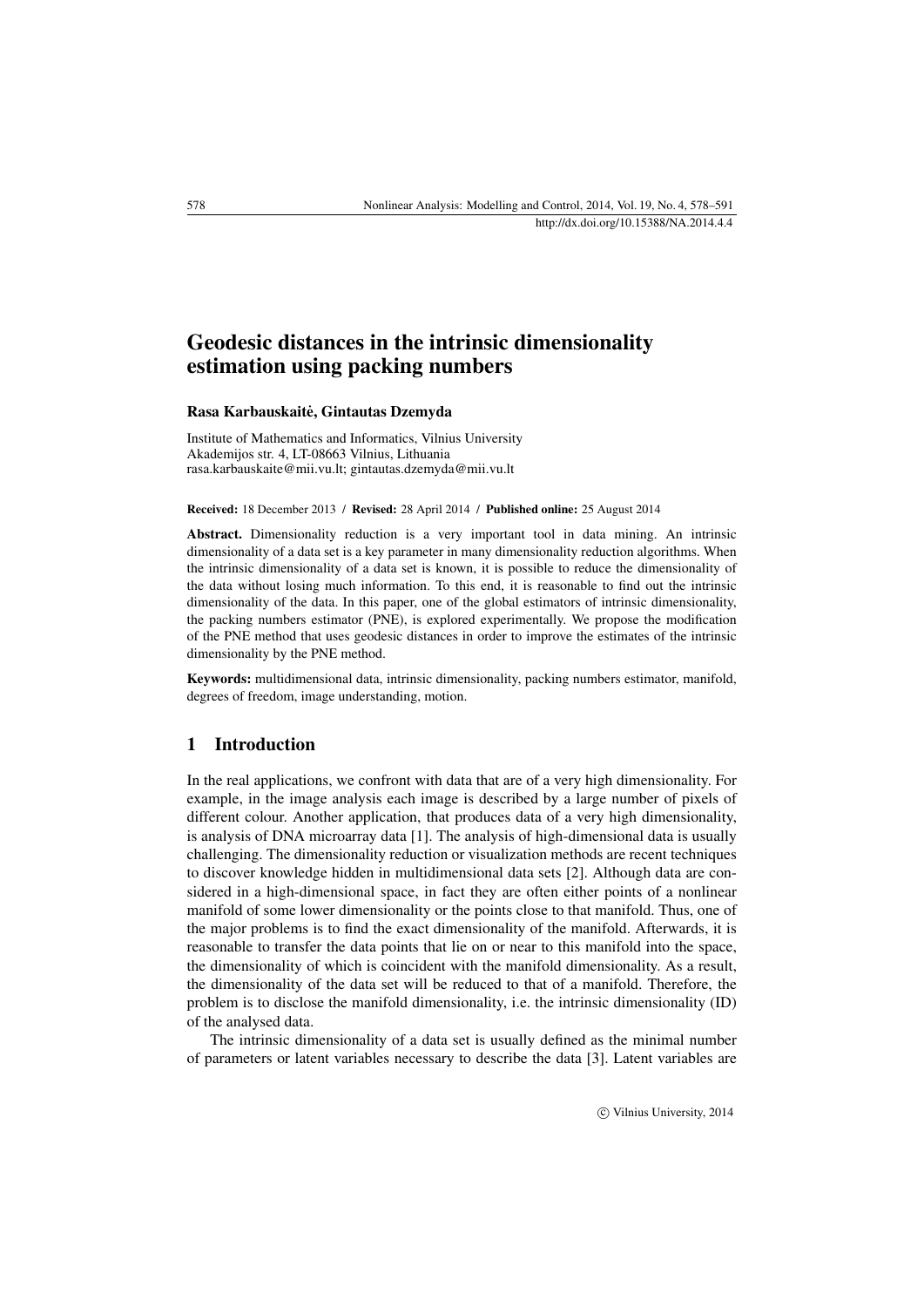# Geodesic distances in the intrinsic dimensionality estimation using packing numbers

**Rasa Karbauskaitė, Gintautas Dzemyda**

Institute of Mathematics and Informatics, Vilnius University
Akademijos str. 4, LT-08663 Vilnius, Lithuania
rasa.karbauskaite@mii.vu.lt; gintautas.dzemyda@mii.vu.lt

**Received:** 18 December 2013 / **Revised:** 28 April 2014 / **Published online:** 25 August 2014

**Abstract.** Dimensionality reduction is a very important tool in data mining. An intrinsic dimensionality of a data set is a key parameter in many dimensionality reduction algorithms. When the intrinsic dimensionality of a data set is known, it is possible to reduce the dimensionality of the data without losing much information. To this end, it is reasonable to find out the intrinsic dimensionality of the data. In this paper, one of the global estimators of intrinsic dimensionality, the packing numbers estimator (PNE), is explored experimentally. We propose the modification of the PNE method that uses geodesic distances in order to improve the estimates of the intrinsic dimensionality by the PNE method.

**Keywords:** multidimensional data, intrinsic dimensionality, packing numbers estimator, manifold, degrees of freedom, image understanding, motion.

## 1 Introduction

In the real applications, we confront with data that are of a very high dimensionality. For example, in the image analysis each image is described by a large number of pixels of different colour. Another application, that produces data of a very high dimensionality, is analysis of DNA microarray data [1]. The analysis of high-dimensional data is usually challenging. The dimensionality reduction or visualization methods are recent techniques to discover knowledge hidden in multidimensional data sets [2]. Although data are considered in a high-dimensional space, in fact they are often either points of a nonlinear manifold of some lower dimensionality or the points close to that manifold. Thus, one of the major problems is to find the exact dimensionality of the manifold. Afterwards, it is reasonable to transfer the data points that lie on or near to this manifold into the space, the dimensionality of which is coincident with the manifold dimensionality. As a result, the dimensionality of the data set will be reduced to that of a manifold. Therefore, the problem is to disclose the manifold dimensionality, i.e. the intrinsic dimensionality (ID) of the analysed data.

The intrinsic dimensionality of a data set is usually defined as the minimal number of parameters or latent variables necessary to describe the data [3]. Latent variables are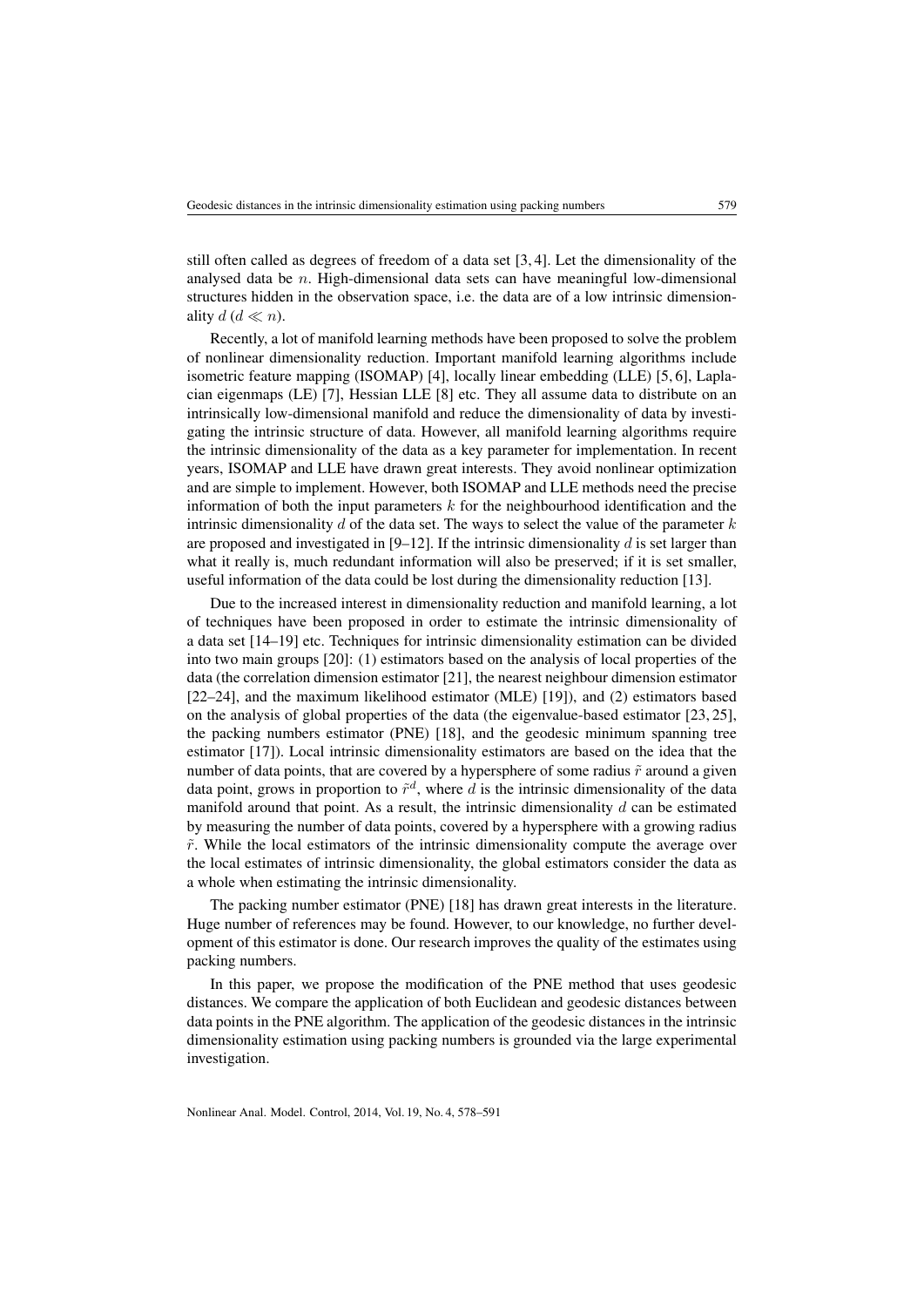still often called as degrees of freedom of a data set [3, 4]. Let the dimensionality of the analysed data be $n$. High-dimensional data sets can have meaningful low-dimensional structures hidden in the observation space, i.e. the data are of a low intrinsic dimensionality $d$ ($d \ll n$).

Recently, a lot of manifold learning methods have been proposed to solve the problem of nonlinear dimensionality reduction. Important manifold learning algorithms include isometric feature mapping (ISOMAP) [4], locally linear embedding (LLE) [5, 6], Laplacian eigenmaps (LE) [7], Hessian LLE [8] etc. They all assume data to distribute on an intrinsically low-dimensional manifold and reduce the dimensionality of data by investigating the intrinsic structure of data. However, all manifold learning algorithms require the intrinsic dimensionality of the data as a key parameter for implementation. In recent years, ISOMAP and LLE have drawn great interests. They avoid nonlinear optimization and are simple to implement. However, both ISOMAP and LLE methods need the precise information of both the input parameters $k$ for the neighbourhood identification and the intrinsic dimensionality $d$ of the data set. The ways to select the value of the parameter $k$ are proposed and investigated in [9–12]. If the intrinsic dimensionality $d$ is set larger than what it really is, much redundant information will also be preserved; if it is set smaller, useful information of the data could be lost during the dimensionality reduction [13].

Due to the increased interest in dimensionality reduction and manifold learning, a lot of techniques have been proposed in order to estimate the intrinsic dimensionality of a data set [14–19] etc. Techniques for intrinsic dimensionality estimation can be divided into two main groups [20]: (1) estimators based on the analysis of local properties of the data (the correlation dimension estimator [21], the nearest neighbour dimension estimator [22–24], and the maximum likelihood estimator (MLE) [19]), and (2) estimators based on the analysis of global properties of the data (the eigenvalue-based estimator [23, 25], the packing numbers estimator (PNE) [18], and the geodesic minimum spanning tree estimator [17]). Local intrinsic dimensionality estimators are based on the idea that the number of data points, that are covered by a hypersphere of some radius $\tilde{r}$ around a given data point, grows in proportion to $\tilde{r}^d$, where $d$ is the intrinsic dimensionality of the data manifold around that point. As a result, the intrinsic dimensionality $d$ can be estimated by measuring the number of data points, covered by a hypersphere with a growing radius $\tilde{r}$. While the local estimators of the intrinsic dimensionality compute the average over the local estimates of intrinsic dimensionality, the global estimators consider the data as a whole when estimating the intrinsic dimensionality.

The packing number estimator (PNE) [18] has drawn great interests in the literature. Huge number of references may be found. However, to our knowledge, no further development of this estimator is done. Our research improves the quality of the estimates using packing numbers.

In this paper, we propose the modification of the PNE method that uses geodesic distances. We compare the application of both Euclidean and geodesic distances between data points in the PNE algorithm. The application of the geodesic distances in the intrinsic dimensionality estimation using packing numbers is grounded via the large experimental investigation.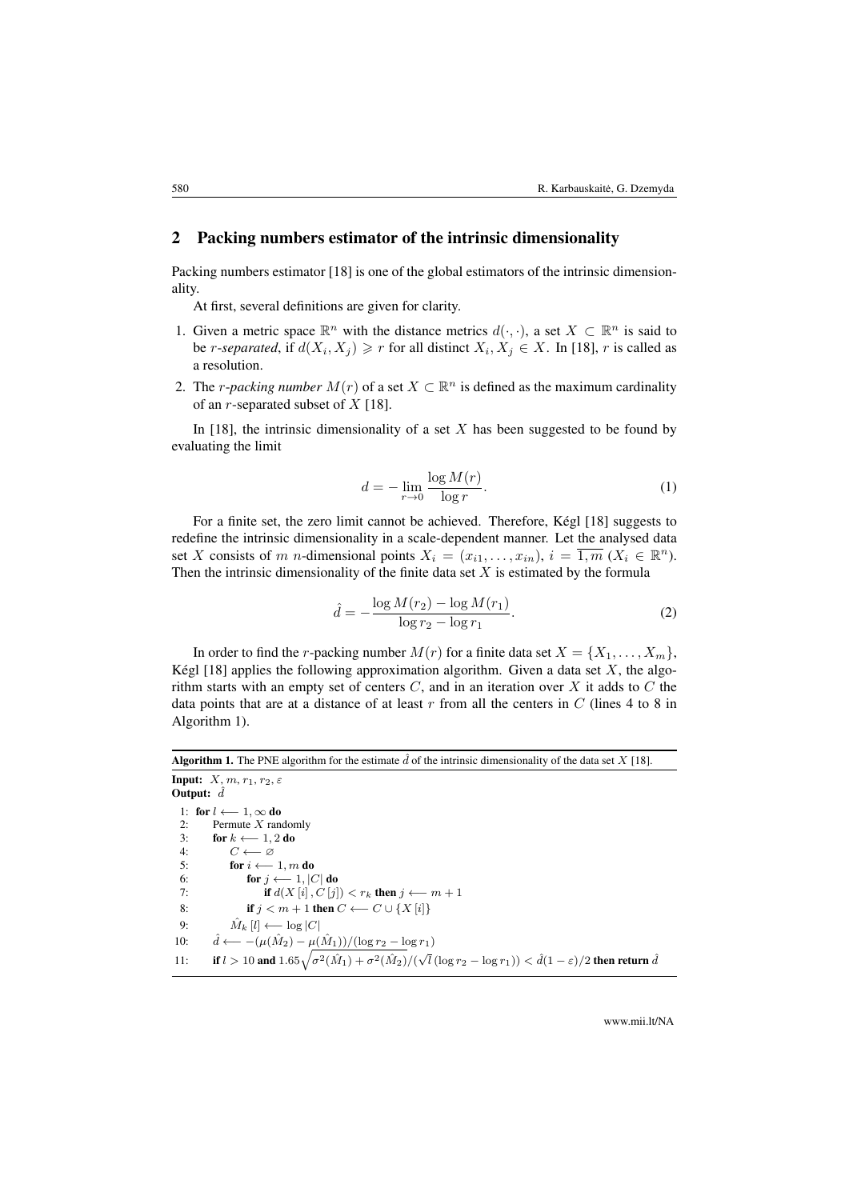## 2 Packing numbers estimator of the intrinsic dimensionality

Packing numbers estimator [18] is one of the global estimators of the intrinsic dimensionality.

At first, several definitions are given for clarity.

1. Given a metric space $\mathbb{R}^n$ with the distance metrics $d(\cdot,\cdot)$, a set $X \subset \mathbb{R}^n$ is said to be *r-separated*, if $d(X_i, X_j) \geqslant r$ for all distinct $X_i, X_j \in X$. In [18], $r$ is called as a resolution.
2. The *r-packing number* $M(r)$ of a set $X \subset \mathbb{R}^n$ is defined as the maximum cardinality of an $r$-separated subset of $X$ [18].

In [18], the intrinsic dimensionality of a set $X$ has been suggested to be found by evaluating the limit

$$d = -\lim_{r\to 0} \frac{\log M(r)}{\log r}. \tag{1}$$

For a finite set, the zero limit cannot be achieved. Therefore, Kégl [18] suggests to redefine the intrinsic dimensionality in a scale-dependent manner. Let the analysed data set $X$ consists of $m$ $n$-dimensional points $X_i = (x_{i1}, \ldots, x_{in})$, $i = \overline{1,m}$ ($X_i \in \mathbb{R}^n$). Then the intrinsic dimensionality of the finite data set $X$ is estimated by the formula

$$\hat{d} = -\frac{\log M(r_2) - \log M(r_1)}{\log r_2 - \log r_1}. \tag{2}$$

In order to find the $r$-packing number $M(r)$ for a finite data set $X = \{X_1, \ldots, X_m\}$, Kégl [18] applies the following approximation algorithm. Given a data set $X$, the algorithm starts with an empty set of centers $C$, and in an iteration over $X$ it adds to $C$ the data points that are at a distance of at least $r$ from all the centers in $C$ (lines 4 to 8 in Algorithm 1).

**Algorithm 1.** The PNE algorithm for the estimate $\hat{d}$ of the intrinsic dimensionality of the data set $X$ [18].

**Input:** $X, m, r_1, r_2, \varepsilon$
**Output:** $\hat{d}$

1: **for** $l \longleftarrow 1, \infty$ **do**
2: Permute $X$ randomly
3: **for** $k \longleftarrow 1, 2$ **do**
4: $C \longleftarrow \varnothing$
5: **for** $i \longleftarrow 1, m$ **do**
6: **for** $j \longleftarrow 1, |C|$ **do**
7: **if** $d(X[i], C[j]) < r_k$ **then** $j \longleftarrow m+1$
8: **if** $j < m+1$ **then** $C \longleftarrow C \cup \{X[i]\}$
9: $\hat{M}_k[l] \longleftarrow \log|C|$
10: $\hat{d} \longleftarrow -(\mu(\hat{M}_2) - \mu(\hat{M}_1))/(\log r_2 - \log r_1)$
11: **if** $l > 10$ **and** $1.65\sqrt{\sigma^2(\hat{M}_1) + \sigma^2(\hat{M}_2)}/(\sqrt{l}\,(\log r_2 - \log r_1)) < \hat{d}(1-\varepsilon)/2$ **then return** $\hat{d}$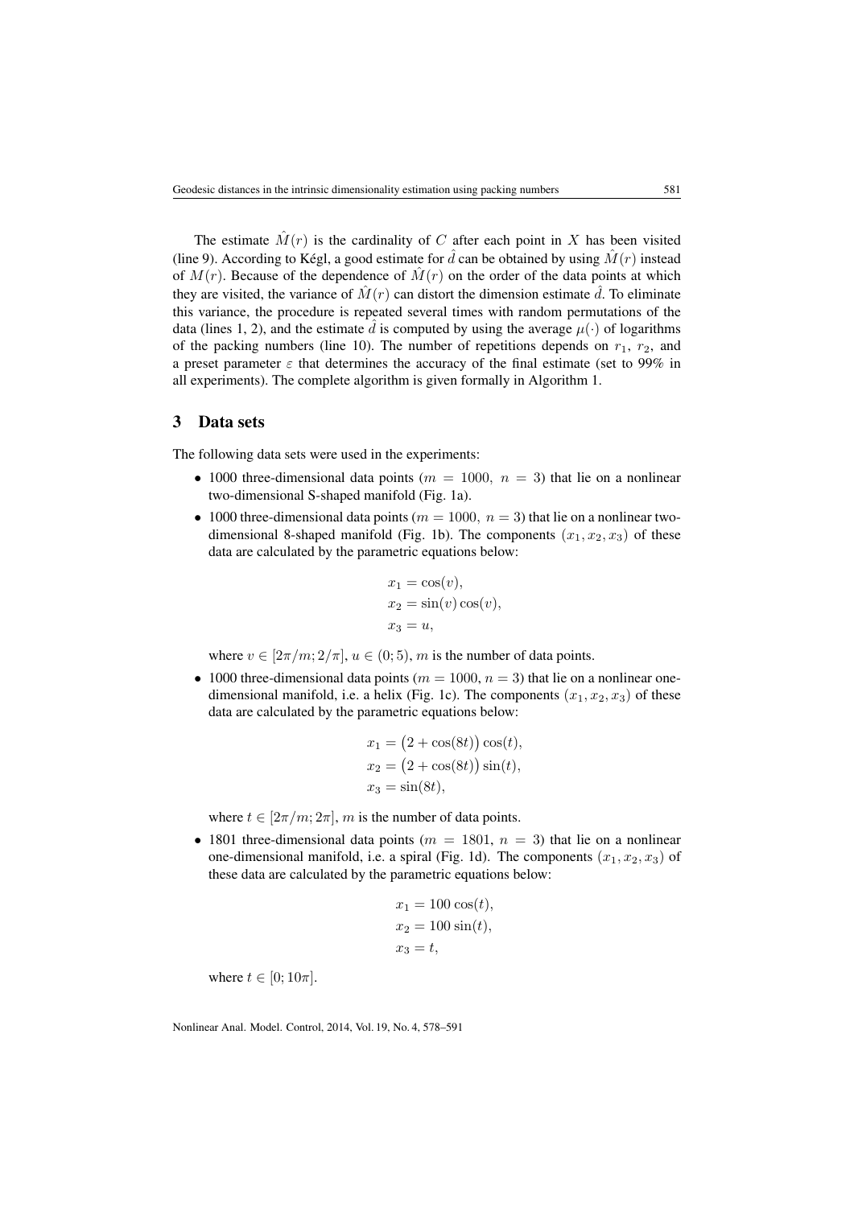The estimate $\hat{M}(r)$ is the cardinality of $C$ after each point in $X$ has been visited (line 9). According to Kégl, a good estimate for $\hat{d}$ can be obtained by using $\hat{M}(r)$ instead of $M(r)$. Because of the dependence of $\hat{M}(r)$ on the order of the data points at which they are visited, the variance of $\hat{M}(r)$ can distort the dimension estimate $\hat{d}$. To eliminate this variance, the procedure is repeated several times with random permutations of the data (lines 1, 2), and the estimate $\hat{d}$ is computed by using the average $\mu(\cdot)$ of logarithms of the packing numbers (line 10). The number of repetitions depends on $r_1$, $r_2$, and a preset parameter $\varepsilon$ that determines the accuracy of the final estimate (set to 99% in all experiments). The complete algorithm is given formally in Algorithm 1.

## 3 Data sets

The following data sets were used in the experiments:

- 1000 three-dimensional data points ($m = 1000,\ n = 3$) that lie on a nonlinear two-dimensional S-shaped manifold (Fig. 1a).
- 1000 three-dimensional data points ($m = 1000,\ n = 3$) that lie on a nonlinear two-dimensional 8-shaped manifold (Fig. 1b). The components $(x_1, x_2, x_3)$ of these data are calculated by the parametric equations below:

$$
\begin{aligned}
x_1 &= \cos(v),\\
x_2 &= \sin(v)\cos(v),\\
x_3 &= u,
\end{aligned}
$$

  where $v \in [2\pi/m; 2/\pi]$, $u \in (0; 5)$, $m$ is the number of data points.

- 1000 three-dimensional data points ($m = 1000$, $n = 3$) that lie on a nonlinear one-dimensional manifold, i.e. a helix (Fig. 1c). The components $(x_1, x_2, x_3)$ of these data are calculated by the parametric equations below:

$$
\begin{aligned}
x_1 &= \bigl(2 + \cos(8t)\bigr)\cos(t),\\
x_2 &= \bigl(2 + \cos(8t)\bigr)\sin(t),\\
x_3 &= \sin(8t),
\end{aligned}
$$

  where $t \in [2\pi/m; 2\pi]$, $m$ is the number of data points.

- 1801 three-dimensional data points ($m = 1801,\ n = 3$) that lie on a nonlinear one-dimensional manifold, i.e. a spiral (Fig. 1d). The components $(x_1, x_2, x_3)$ of these data are calculated by the parametric equations below:

$$
\begin{aligned}
x_1 &= 100\cos(t),\\
x_2 &= 100\sin(t),\\
x_3 &= t,
\end{aligned}
$$

  where $t \in [0; 10\pi]$.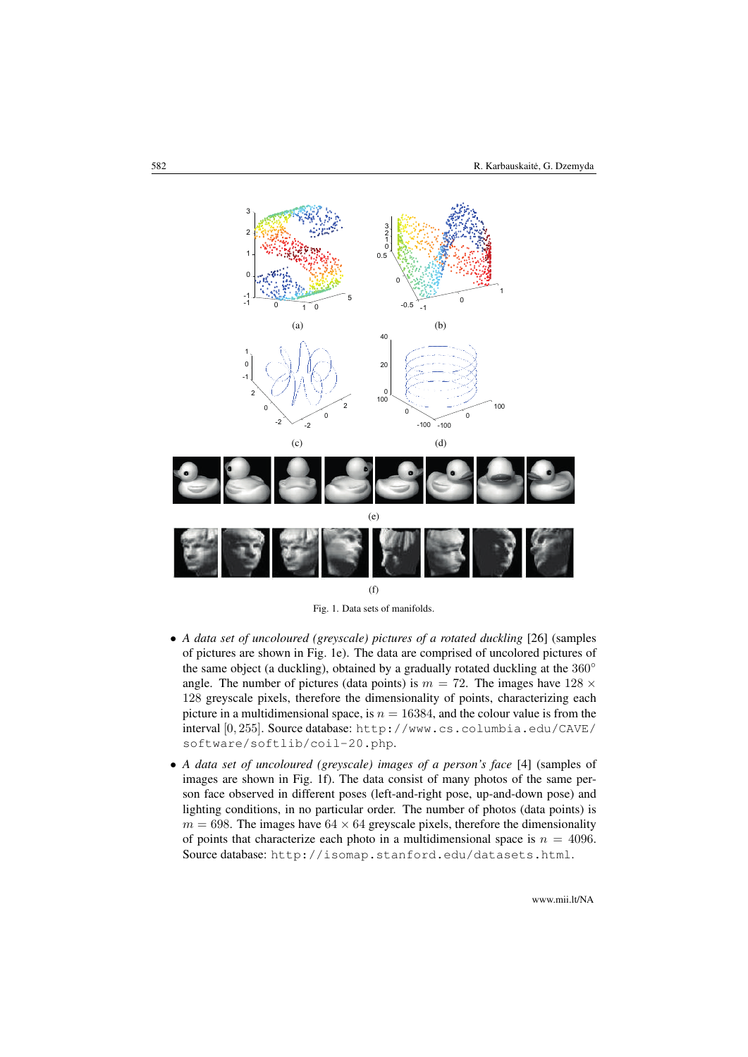(a)

(b)

(c)

(d)

(e)

(f)

Fig. 1. Data sets of manifolds.

- *A data set of uncoloured (greyscale) pictures of a rotated duckling* [26] (samples of pictures are shown in Fig. 1e). The data are comprised of uncolored pictures of the same object (a duckling), obtained by a gradually rotated duckling at the $360°$ angle. The number of pictures (data points) is $m = 72$. The images have $128 \times 128$ greyscale pixels, therefore the dimensionality of points, characterizing each picture in a multidimensional space, is $n = 16384$, and the colour value is from the interval $[0, 255]$. Source database: http://www.cs.columbia.edu/CAVE/software/softlib/coil-20.php.

- *A data set of uncoloured (greyscale) images of a person's face* [4] (samples of images are shown in Fig. 1f). The data consist of many photos of the same person face observed in different poses (left-and-right pose, up-and-down pose) and lighting conditions, in no particular order. The number of photos (data points) is $m = 698$. The images have $64 \times 64$ greyscale pixels, therefore the dimensionality of points that characterize each photo in a multidimensional space is $n = 4096$. Source database: http://isomap.stanford.edu/datasets.html.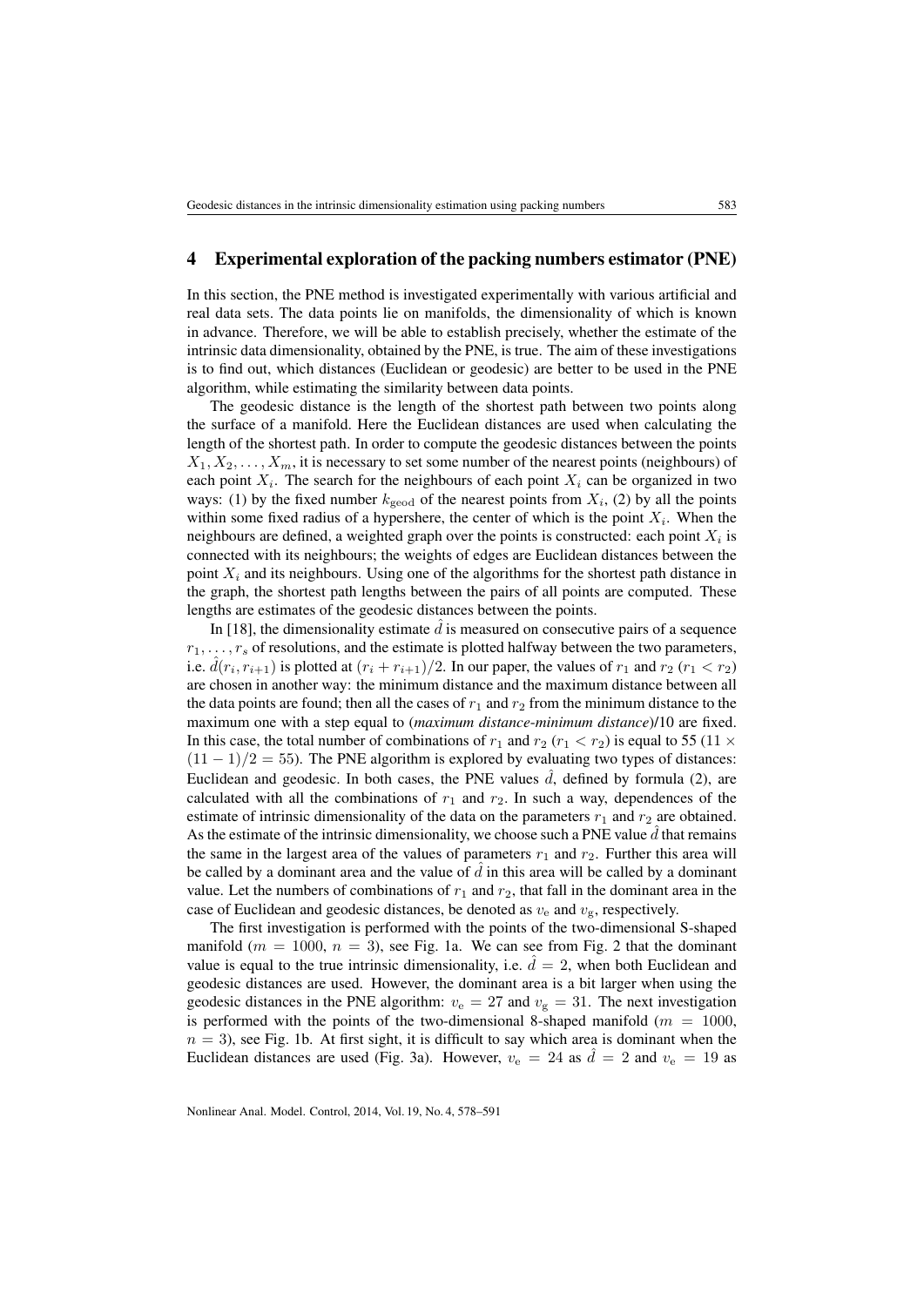## 4 Experimental exploration of the packing numbers estimator (PNE)

In this section, the PNE method is investigated experimentally with various artificial and real data sets. The data points lie on manifolds, the dimensionality of which is known in advance. Therefore, we will be able to establish precisely, whether the estimate of the intrinsic data dimensionality, obtained by the PNE, is true. The aim of these investigations is to find out, which distances (Euclidean or geodesic) are better to be used in the PNE algorithm, while estimating the similarity between data points.

The geodesic distance is the length of the shortest path between two points along the surface of a manifold. Here the Euclidean distances are used when calculating the length of the shortest path. In order to compute the geodesic distances between the points $X_1, X_2, \ldots, X_m$, it is necessary to set some number of the nearest points (neighbours) of each point $X_i$. The search for the neighbours of each point $X_i$ can be organized in two ways: (1) by the fixed number $k_{\text{geod}}$ of the nearest points from $X_i$, (2) by all the points within some fixed radius of a hypershere, the center of which is the point $X_i$. When the neighbours are defined, a weighted graph over the points is constructed: each point $X_i$ is connected with its neighbours; the weights of edges are Euclidean distances between the point $X_i$ and its neighbours. Using one of the algorithms for the shortest path distance in the graph, the shortest path lengths between the pairs of all points are computed. These lengths are estimates of the geodesic distances between the points.

In [18], the dimensionality estimate $\hat{d}$ is measured on consecutive pairs of a sequence $r_1, \ldots, r_s$ of resolutions, and the estimate is plotted halfway between the two parameters, i.e. $\hat{d}(r_i, r_{i+1})$ is plotted at $(r_i + r_{i+1})/2$. In our paper, the values of $r_1$ and $r_2$ ($r_1 < r_2$) are chosen in another way: the minimum distance and the maximum distance between all the data points are found; then all the cases of $r_1$ and $r_2$ from the minimum distance to the maximum one with a step equal to (*maximum distance-minimum distance*)/10 are fixed. In this case, the total number of combinations of $r_1$ and $r_2$ ($r_1 < r_2$) is equal to 55 ($11 \times (11-1)/2 = 55$). The PNE algorithm is explored by evaluating two types of distances: Euclidean and geodesic. In both cases, the PNE values $\hat{d}$, defined by formula (2), are calculated with all the combinations of $r_1$ and $r_2$. In such a way, dependences of the estimate of intrinsic dimensionality of the data on the parameters $r_1$ and $r_2$ are obtained. As the estimate of the intrinsic dimensionality, we choose such a PNE value $\hat{d}$ that remains the same in the largest area of the values of parameters $r_1$ and $r_2$. Further this area will be called by a dominant area and the value of $\hat{d}$ in this area will be called by a dominant value. Let the numbers of combinations of $r_1$ and $r_2$, that fall in the dominant area in the case of Euclidean and geodesic distances, be denoted as $v_{\text{e}}$ and $v_{\text{g}}$, respectively.

The first investigation is performed with the points of the two-dimensional S-shaped manifold ($m = 1000$, $n = 3$), see Fig. 1a. We can see from Fig. 2 that the dominant value is equal to the true intrinsic dimensionality, i.e. $\hat{d} = 2$, when both Euclidean and geodesic distances are used. However, the dominant area is a bit larger when using the geodesic distances in the PNE algorithm: $v_{\text{e}} = 27$ and $v_{\text{g}} = 31$. The next investigation is performed with the points of the two-dimensional 8-shaped manifold ($m = 1000$, $n = 3$), see Fig. 1b. At first sight, it is difficult to say which area is dominant when the Euclidean distances are used (Fig. 3a). However, $v_{\text{e}} = 24$ as $\hat{d} = 2$ and $v_{\text{e}} = 19$ as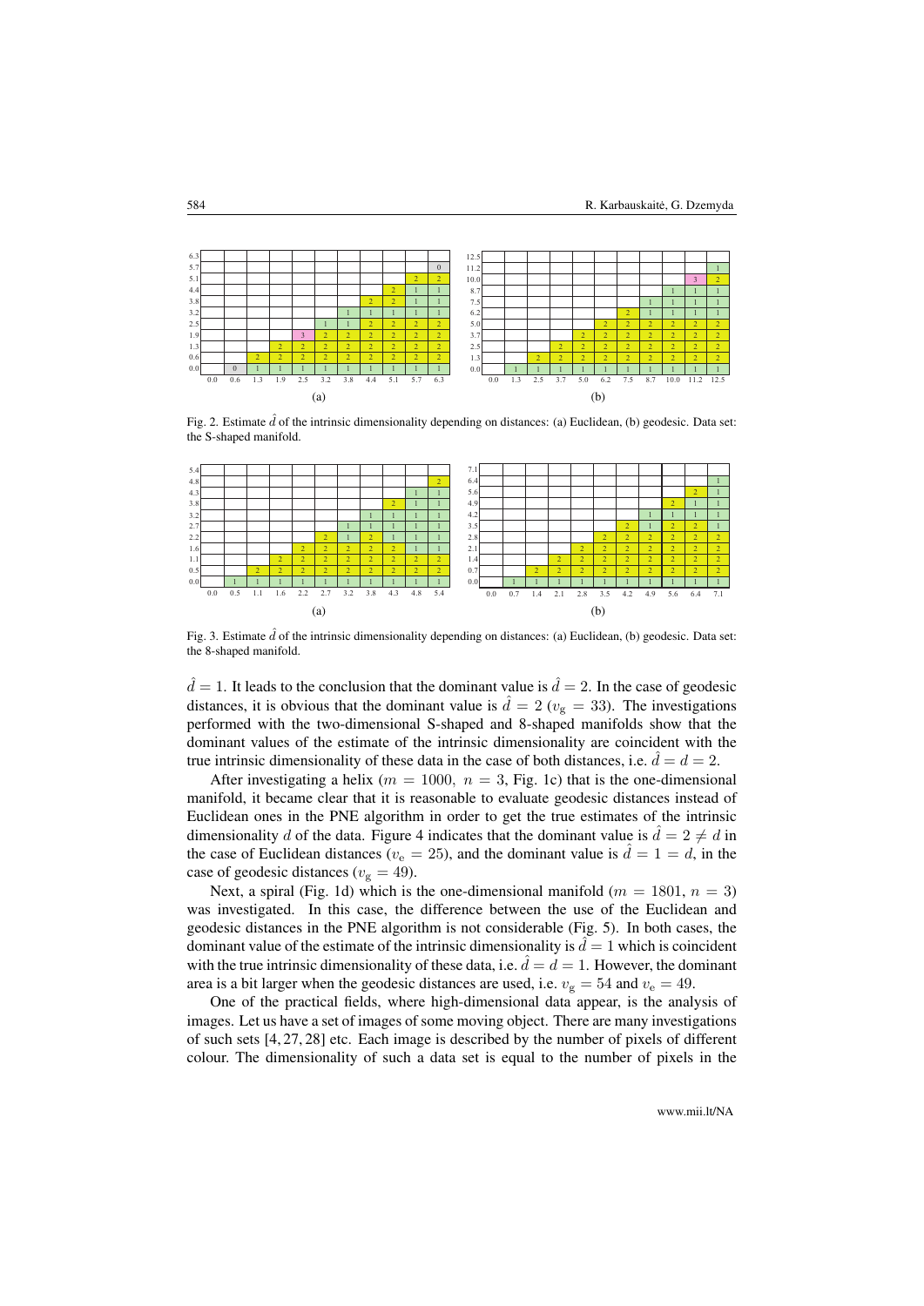Fig. 2. Estimate $\hat{d}$ of the intrinsic dimensionality depending on distances: (a) Euclidean, (b) geodesic. Data set: the S-shaped manifold.

Fig. 3. Estimate $\hat{d}$ of the intrinsic dimensionality depending on distances: (a) Euclidean, (b) geodesic. Data set: the 8-shaped manifold.

$\hat{d} = 1$. It leads to the conclusion that the dominant value is $\hat{d} = 2$. In the case of geodesic distances, it is obvious that the dominant value is $\hat{d} = 2$ ($v_{\mathrm{g}} = 33$). The investigations performed with the two-dimensional S-shaped and 8-shaped manifolds show that the dominant values of the estimate of the intrinsic dimensionality are coincident with the true intrinsic dimensionality of these data in the case of both distances, i.e. $\hat{d} = d = 2$.

After investigating a helix ($m = 1000,\ n = 3$, Fig. 1c) that is the one-dimensional manifold, it became clear that it is reasonable to evaluate geodesic distances instead of Euclidean ones in the PNE algorithm in order to get the true estimates of the intrinsic dimensionality $d$ of the data. Figure 4 indicates that the dominant value is $\hat{d} = 2 \neq d$ in the case of Euclidean distances ($v_{\mathrm{e}} = 25$), and the dominant value is $\hat{d} = 1 = d$, in the case of geodesic distances ($v_{\mathrm{g}} = 49$).

Next, a spiral (Fig. 1d) which is the one-dimensional manifold ($m = 1801,\ n = 3$) was investigated. In this case, the difference between the use of the Euclidean and geodesic distances in the PNE algorithm is not considerable (Fig. 5). In both cases, the dominant value of the estimate of the intrinsic dimensionality is $\hat{d} = 1$ which is coincident with the true intrinsic dimensionality of these data, i.e. $\hat{d} = d = 1$. However, the dominant area is a bit larger when the geodesic distances are used, i.e. $v_{\mathrm{g}} = 54$ and $v_{\mathrm{e}} = 49$.

One of the practical fields, where high-dimensional data appear, is the analysis of images. Let us have a set of images of some moving object. There are many investigations of such sets [4, 27, 28] etc. Each image is described by the number of pixels of different colour. The dimensionality of such a data set is equal to the number of pixels in the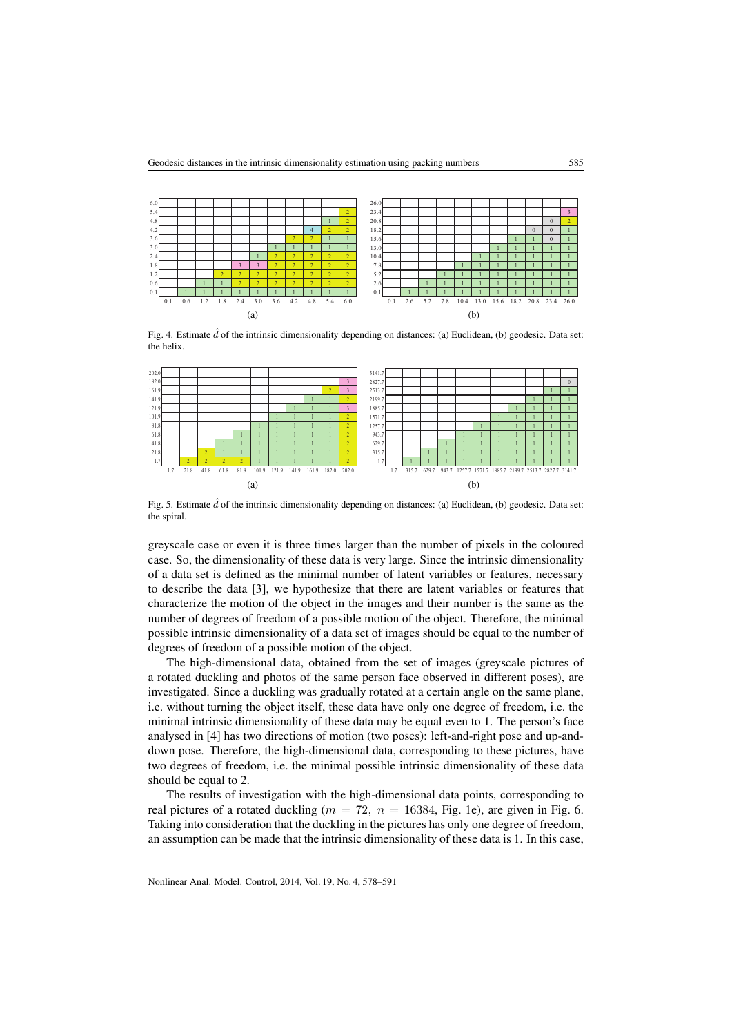Fig. 4. Estimate $\hat{d}$ of the intrinsic dimensionality depending on distances: (a) Euclidean, (b) geodesic. Data set: the helix.

Fig. 5. Estimate $\hat{d}$ of the intrinsic dimensionality depending on distances: (a) Euclidean, (b) geodesic. Data set: the spiral.

greyscale case or even it is three times larger than the number of pixels in the coloured case. So, the dimensionality of these data is very large. Since the intrinsic dimensionality of a data set is defined as the minimal number of latent variables or features, necessary to describe the data [3], we hypothesize that there are latent variables or features that characterize the motion of the object in the images and their number is the same as the number of degrees of freedom of a possible motion of the object. Therefore, the minimal possible intrinsic dimensionality of a data set of images should be equal to the number of degrees of freedom of a possible motion of the object.

The high-dimensional data, obtained from the set of images (greyscale pictures of a rotated duckling and photos of the same person face observed in different poses), are investigated. Since a duckling was gradually rotated at a certain angle on the same plane, i.e. without turning the object itself, these data have only one degree of freedom, i.e. the minimal intrinsic dimensionality of these data may be equal even to 1. The person's face analysed in [4] has two directions of motion (two poses): left-and-right pose and up-and-down pose. Therefore, the high-dimensional data, corresponding to these pictures, have two degrees of freedom, i.e. the minimal possible intrinsic dimensionality of these data should be equal to 2.

The results of investigation with the high-dimensional data points, corresponding to real pictures of a rotated duckling ($m = 72$, $n = 16384$, Fig. 1e), are given in Fig. 6. Taking into consideration that the duckling in the pictures has only one degree of freedom, an assumption can be made that the intrinsic dimensionality of these data is 1. In this case,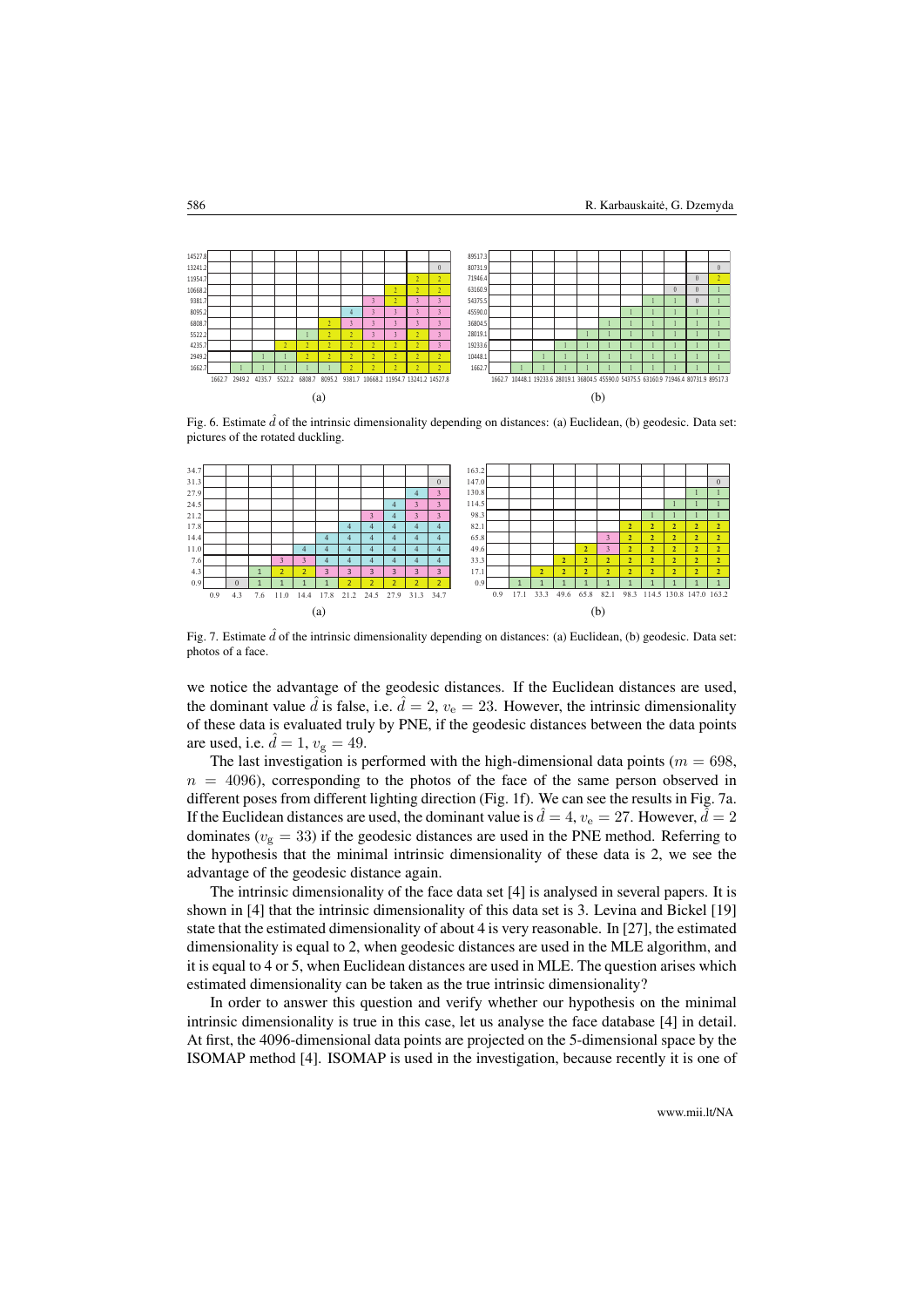| | | | | | | | | | | | |
|---|---|---|---|---|---|---|---|---|---|---|---|
| 14527.8 | | | | | | | | | | | |
| 13241.2 | | | | | | | | | | | 0 |
| 11954.7 | | | | | | | | | | 2 | 2 |
| 10668.2 | | | | | | | | | 2 | 2 | 2 |
| 9381.7 | | | | | | | | 3 | 2 | 3 | 3 |
| 8095.2 | | | | | | | 4 | 3 | 3 | 3 | 3 |
| 6808.7 | | | | | | 2 | 3 | 3 | 3 | 3 | 3 |
| 5522.2 | | | | | 1 | 2 | 2 | 3 | 3 | 2 | 3 |
| 4235.7 | | | | 2 | 2 | 2 | 2 | 2 | 2 | 2 | 3 |
| 2949.2 | | | 1 | 1 | 2 | 2 | 2 | 2 | 2 | 2 | 2 |
| 1662.7 | | 1 | 1 | 1 | 1 | 1 | 2 | 2 | 2 | 2 | 2 |
| | 1662.7 | 2949.2 | 4235.7 | 5522.2 | 6808.7 | 8095.2 | 9381.7 | 10668.2 | 11954.7 | 13241.2 | 14527.8 |

(a)

| | | | | | | | | | | | |
|---|---|---|---|---|---|---|---|---|---|---|---|
| 89517.3 | | | | | | | | | | | |
| 80731.9 | | | | | | | | | | | 0 |
| 71946.4 | | | | | | | | | | 0 | 2 |
| 63160.9 | | | | | | | | | 0 | 0 | 1 |
| 54375.5 | | | | | | | | 1 | 1 | 0 | 1 |
| 45590.0 | | | | | | | 1 | 1 | 1 | 1 | 1 |
| 36804.5 | | | | | | 1 | 1 | 1 | 1 | 1 | 1 |
| 28019.1 | | | | | 1 | 1 | 1 | 1 | 1 | 1 | 1 |
| 19233.6 | | | | 1 | 1 | 1 | 1 | 1 | 1 | 1 | 1 |
| 10448.1 | | | 1 | 1 | 1 | 1 | 1 | 1 | 1 | 1 | 1 |
| 1662.7 | | 1 | 1 | 1 | 1 | 1 | 1 | 1 | 1 | 1 | 1 |
| | 1662.7 | 10448.1 | 19233.6 | 28019.1 | 36804.5 | 45590.0 | 54375.5 | 63160.9 | 71946.4 | 80731.9 | 89517.3 |

(b)

Fig. 6. Estimate $\hat{d}$ of the intrinsic dimensionality depending on distances: (a) Euclidean, (b) geodesic. Data set: pictures of the rotated duckling.

| | | | | | | | | | | | |
|---|---|---|---|---|---|---|---|---|---|---|---|
| 34.7 | | | | | | | | | | | |
| 31.3 | | | | | | | | | | | 0 |
| 27.9 | | | | | | | | | | 4 | 3 |
| 24.5 | | | | | | | | | 4 | 3 | 3 |
| 21.2 | | | | | | | | 3 | 4 | 3 | 3 |
| 17.8 | | | | | | | 4 | 4 | 4 | 4 | 4 |
| 14.4 | | | | | | 4 | 4 | 4 | 4 | 4 | 4 |
| 11.0 | | | | | 4 | 4 | 4 | 4 | 4 | 4 | 4 |
| 7.6 | | | | 3 | 3 | 4 | 4 | 4 | 4 | 4 | 4 |
| 4.3 | | | 1 | 2 | 2 | 3 | 3 | 3 | 3 | 3 | 3 |
| 0.9 | | 0 | 1 | 1 | 1 | 1 | 2 | 2 | 2 | 2 | 2 |
| | 0.9 | 4.3 | 7.6 | 11.0 | 14.4 | 17.8 | 21.2 | 24.5 | 27.9 | 31.3 | 34.7 |

(a)

| | | | | | | | | | | | |
|---|---|---|---|---|---|---|---|---|---|---|---|
| 163.2 | | | | | | | | | | | |
| 147.0 | | | | | | | | | | | 0 |
| 130.8 | | | | | | | | | | 1 | 1 |
| 114.5 | | | | | | | | | 1 | 1 | 1 |
| 98.3 | | | | | | | | 1 | 1 | 1 | 1 |
| 82.1 | | | | | | | 2 | 2 | 2 | 2 | 2 |
| 65.8 | | | | | | 3 | 2 | 2 | 2 | 2 | 2 |
| 49.6 | | | | | 2 | 3 | 2 | 2 | 2 | 2 | 2 |
| 33.3 | | | | 2 | 2 | 2 | 2 | 2 | 2 | 2 | 2 |
| 17.1 | | | 2 | 2 | 2 | 2 | 2 | 2 | 2 | 2 | 2 |
| 0.9 | | 1 | 1 | 1 | 1 | 1 | 1 | 1 | 1 | 1 | 1 |
| | 0.9 | 17.1 | 33.3 | 49.6 | 65.8 | 82.1 | 98.3 | 114.5 | 130.8 | 147.0 | 163.2 |

(b)

Fig. 7. Estimate $\hat{d}$ of the intrinsic dimensionality depending on distances: (a) Euclidean, (b) geodesic. Data set: photos of a face.

we notice the advantage of the geodesic distances. If the Euclidean distances are used, the dominant value $\hat{d}$ is false, i.e. $\hat{d} = 2$, $v_e = 23$. However, the intrinsic dimensionality of these data is evaluated truly by PNE, if the geodesic distances between the data points are used, i.e. $\hat{d} = 1$, $v_g = 49$.

The last investigation is performed with the high-dimensional data points ($m = 698$, $n = 4096$), corresponding to the photos of the face of the same person observed in different poses from different lighting direction (Fig. 1f). We can see the results in Fig. 7a. If the Euclidean distances are used, the dominant value is $\hat{d} = 4$, $v_e = 27$. However, $\hat{d} = 2$ dominates ($v_g = 33$) if the geodesic distances are used in the PNE method. Referring to the hypothesis that the minimal intrinsic dimensionality of these data is 2, we see the advantage of the geodesic distance again.

The intrinsic dimensionality of the face data set [4] is analysed in several papers. It is shown in [4] that the intrinsic dimensionality of this data set is 3. Levina and Bickel [19] state that the estimated dimensionality of about 4 is very reasonable. In [27], the estimated dimensionality is equal to 2, when geodesic distances are used in the MLE algorithm, and it is equal to 4 or 5, when Euclidean distances are used in MLE. The question arises which estimated dimensionality can be taken as the true intrinsic dimensionality?

In order to answer this question and verify whether our hypothesis on the minimal intrinsic dimensionality is true in this case, let us analyse the face database [4] in detail. At first, the 4096-dimensional data points are projected on the 5-dimensional space by the ISOMAP method [4]. ISOMAP is used in the investigation, because recently it is one of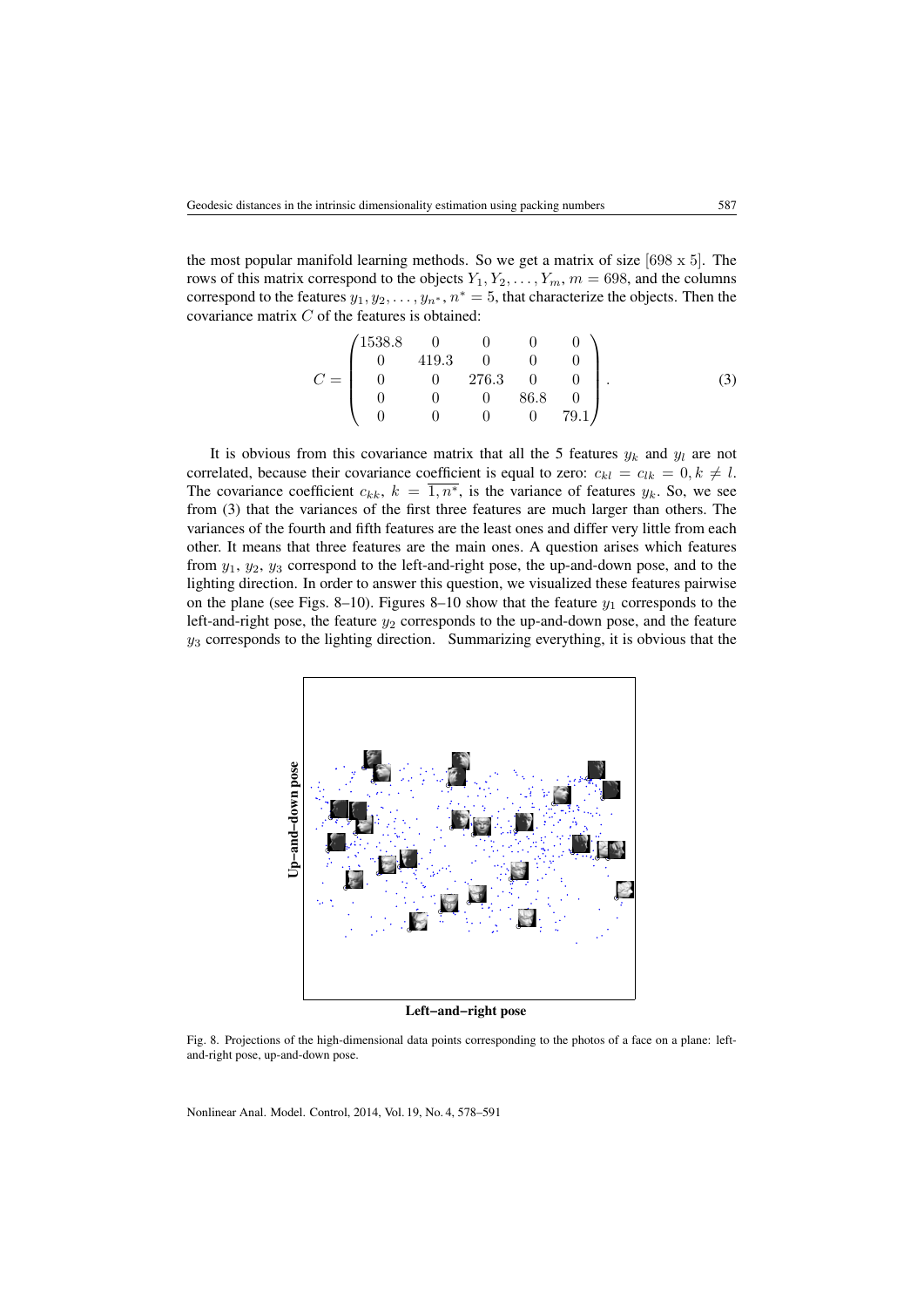the most popular manifold learning methods. So we get a matrix of size [698 x 5]. The rows of this matrix correspond to the objects $Y_1, Y_2, \dots, Y_m$, $m = 698$, and the columns correspond to the features $y_1, y_2, \dots, y_{n^*}$, $n^* = 5$, that characterize the objects. Then the covariance matrix $C$ of the features is obtained:

$$C = \begin{pmatrix} 1538.8 & 0 & 0 & 0 & 0 \\ 0 & 419.3 & 0 & 0 & 0 \\ 0 & 0 & 276.3 & 0 & 0 \\ 0 & 0 & 0 & 86.8 & 0 \\ 0 & 0 & 0 & 0 & 79.1 \end{pmatrix}. \tag{3}$$

It is obvious from this covariance matrix that all the 5 features $y_k$ and $y_l$ are not correlated, because their covariance coefficient is equal to zero: $c_{kl} = c_{lk} = 0, k \neq l$. The covariance coefficient $c_{kk}$, $k = \overline{1, n^*}$, is the variance of features $y_k$. So, we see from (3) that the variances of the first three features are much larger than others. The variances of the fourth and fifth features are the least ones and differ very little from each other. It means that three features are the main ones. A question arises which features from $y_1$, $y_2$, $y_3$ correspond to the left-and-right pose, the up-and-down pose, and to the lighting direction. In order to answer this question, we visualized these features pairwise on the plane (see Figs. 8–10). Figures 8–10 show that the feature $y_1$ corresponds to the left-and-right pose, the feature $y_2$ corresponds to the up-and-down pose, and the feature $y_3$ corresponds to the lighting direction. Summarizing everything, it is obvious that the

Fig. 8. Projections of the high-dimensional data points corresponding to the photos of a face on a plane: left-and-right pose, up-and-down pose.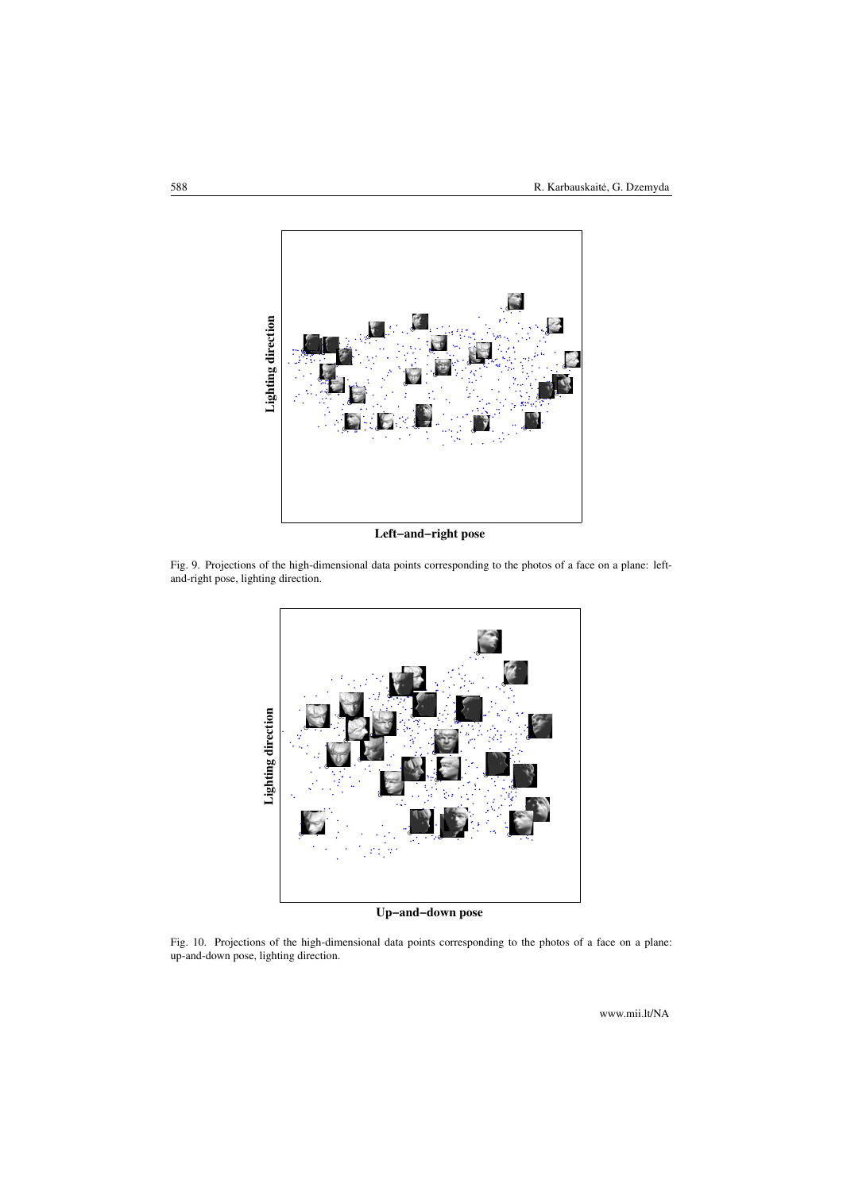Lighting direction

Left−and−right pose

Fig. 9. Projections of the high-dimensional data points corresponding to the photos of a face on a plane: left-and-right pose, lighting direction.

Lighting direction

Up−and−down pose

Fig. 10. Projections of the high-dimensional data points corresponding to the photos of a face on a plane: up-and-down pose, lighting direction.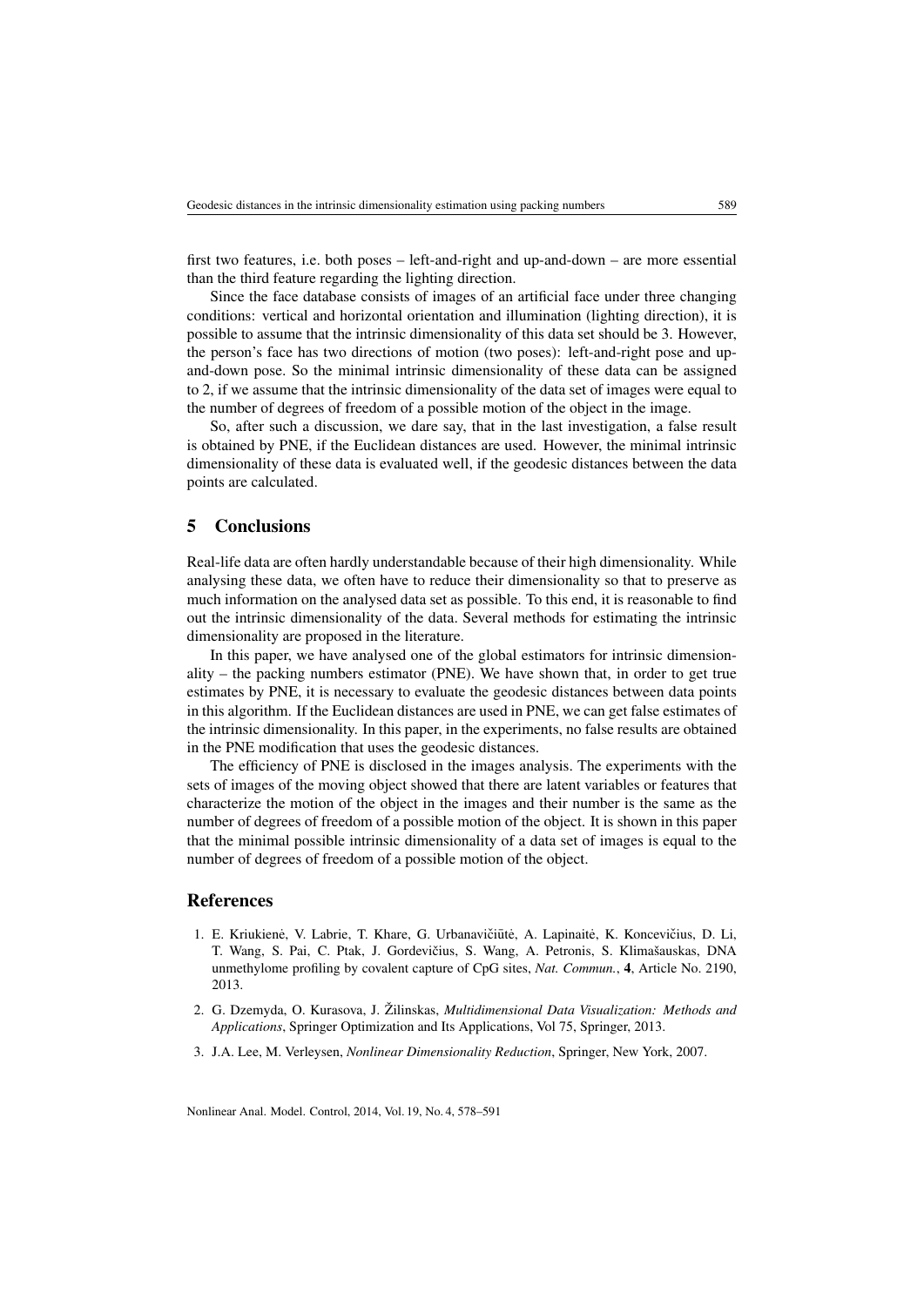first two features, i.e. both poses – left-and-right and up-and-down – are more essential than the third feature regarding the lighting direction.

Since the face database consists of images of an artificial face under three changing conditions: vertical and horizontal orientation and illumination (lighting direction), it is possible to assume that the intrinsic dimensionality of this data set should be 3. However, the person's face has two directions of motion (two poses): left-and-right pose and up-and-down pose. So the minimal intrinsic dimensionality of these data can be assigned to 2, if we assume that the intrinsic dimensionality of the data set of images were equal to the number of degrees of freedom of a possible motion of the object in the image.

So, after such a discussion, we dare say, that in the last investigation, a false result is obtained by PNE, if the Euclidean distances are used. However, the minimal intrinsic dimensionality of these data is evaluated well, if the geodesic distances between the data points are calculated.

## 5 Conclusions

Real-life data are often hardly understandable because of their high dimensionality. While analysing these data, we often have to reduce their dimensionality so that to preserve as much information on the analysed data set as possible. To this end, it is reasonable to find out the intrinsic dimensionality of the data. Several methods for estimating the intrinsic dimensionality are proposed in the literature.

In this paper, we have analysed one of the global estimators for intrinsic dimensionality – the packing numbers estimator (PNE). We have shown that, in order to get true estimates by PNE, it is necessary to evaluate the geodesic distances between data points in this algorithm. If the Euclidean distances are used in PNE, we can get false estimates of the intrinsic dimensionality. In this paper, in the experiments, no false results are obtained in the PNE modification that uses the geodesic distances.

The efficiency of PNE is disclosed in the images analysis. The experiments with the sets of images of the moving object showed that there are latent variables or features that characterize the motion of the object in the images and their number is the same as the number of degrees of freedom of a possible motion of the object. It is shown in this paper that the minimal possible intrinsic dimensionality of a data set of images is equal to the number of degrees of freedom of a possible motion of the object.

## References

1. E. Kriukienė, V. Labrie, T. Khare, G. Urbanavičiūtė, A. Lapinaitė, K. Koncevičius, D. Li, T. Wang, S. Pai, C. Ptak, J. Gordevičius, S. Wang, A. Petronis, S. Klimašauskas, DNA unmethylome profiling by covalent capture of CpG sites, *Nat. Commun.*, **4**, Article No. 2190, 2013.
2. G. Dzemyda, O. Kurasova, J. Žilinskas, *Multidimensional Data Visualization: Methods and Applications*, Springer Optimization and Its Applications, Vol 75, Springer, 2013.
3. J.A. Lee, M. Verleysen, *Nonlinear Dimensionality Reduction*, Springer, New York, 2007.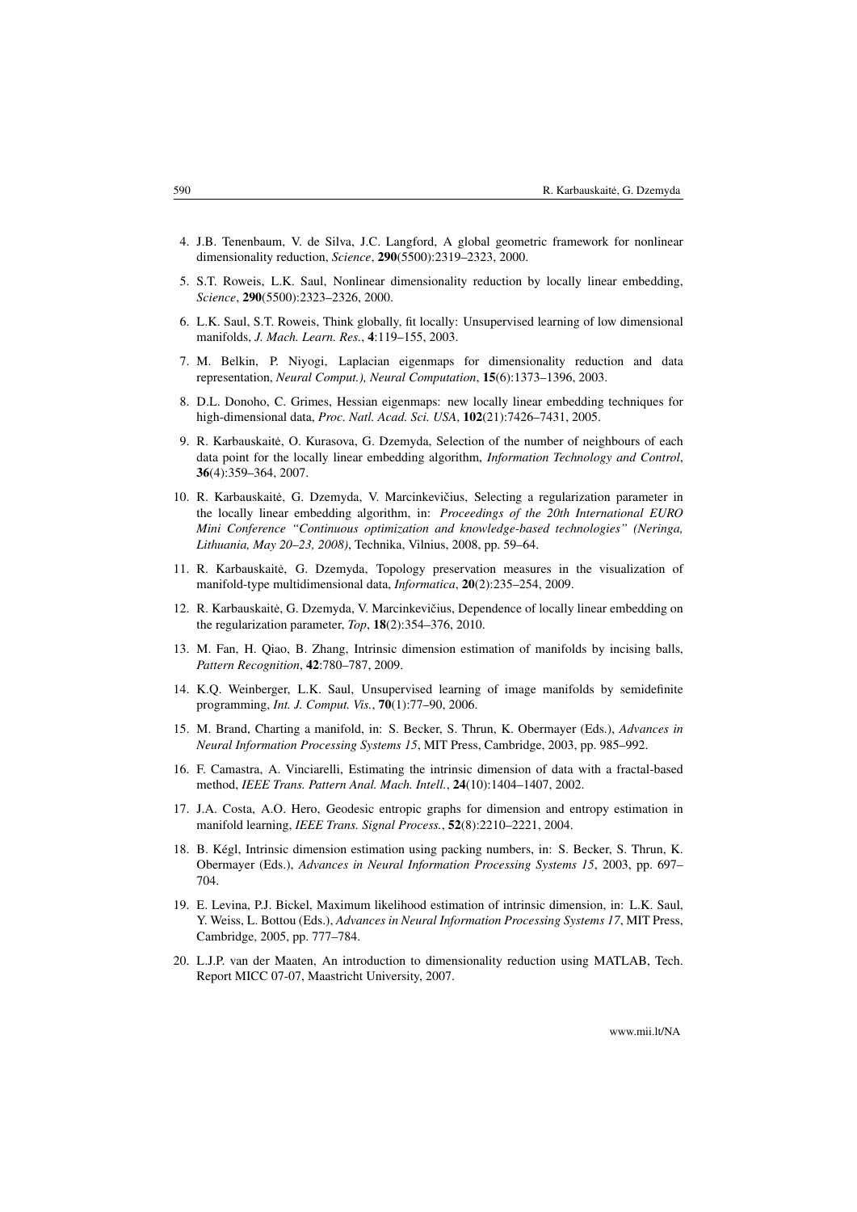4. J.B. Tenenbaum, V. de Silva, J.C. Langford, A global geometric framework for nonlinear dimensionality reduction, *Science*, **290**(5500):2319–2323, 2000.

5. S.T. Roweis, L.K. Saul, Nonlinear dimensionality reduction by locally linear embedding, *Science*, **290**(5500):2323–2326, 2000.

6. L.K. Saul, S.T. Roweis, Think globally, fit locally: Unsupervised learning of low dimensional manifolds, *J. Mach. Learn. Res.*, **4**:119–155, 2003.

7. M. Belkin, P. Niyogi, Laplacian eigenmaps for dimensionality reduction and data representation, *Neural Comput.), Neural Computation*, **15**(6):1373–1396, 2003.

8. D.L. Donoho, C. Grimes, Hessian eigenmaps: new locally linear embedding techniques for high-dimensional data, *Proc. Natl. Acad. Sci. USA*, **102**(21):7426–7431, 2005.

9. R. Karbauskaitė, O. Kurasova, G. Dzemyda, Selection of the number of neighbours of each data point for the locally linear embedding algorithm, *Information Technology and Control*, **36**(4):359–364, 2007.

10. R. Karbauskaitė, G. Dzemyda, V. Marcinkevičius, Selecting a regularization parameter in the locally linear embedding algorithm, in: *Proceedings of the 20th International EURO Mini Conference "Continuous optimization and knowledge-based technologies" (Neringa, Lithuania, May 20–23, 2008)*, Technika, Vilnius, 2008, pp. 59–64.

11. R. Karbauskaitė, G. Dzemyda, Topology preservation measures in the visualization of manifold-type multidimensional data, *Informatica*, **20**(2):235–254, 2009.

12. R. Karbauskaitė, G. Dzemyda, V. Marcinkevičius, Dependence of locally linear embedding on the regularization parameter, *Top*, **18**(2):354–376, 2010.

13. M. Fan, H. Qiao, B. Zhang, Intrinsic dimension estimation of manifolds by incising balls, *Pattern Recognition*, **42**:780–787, 2009.

14. K.Q. Weinberger, L.K. Saul, Unsupervised learning of image manifolds by semidefinite programming, *Int. J. Comput. Vis.*, **70**(1):77–90, 2006.

15. M. Brand, Charting a manifold, in: S. Becker, S. Thrun, K. Obermayer (Eds.), *Advances in Neural Information Processing Systems 15*, MIT Press, Cambridge, 2003, pp. 985–992.

16. F. Camastra, A. Vinciarelli, Estimating the intrinsic dimension of data with a fractal-based method, *IEEE Trans. Pattern Anal. Mach. Intell.*, **24**(10):1404–1407, 2002.

17. J.A. Costa, A.O. Hero, Geodesic entropic graphs for dimension and entropy estimation in manifold learning, *IEEE Trans. Signal Process.*, **52**(8):2210–2221, 2004.

18. B. Kégl, Intrinsic dimension estimation using packing numbers, in: S. Becker, S. Thrun, K. Obermayer (Eds.), *Advances in Neural Information Processing Systems 15*, 2003, pp. 697–704.

19. E. Levina, P.J. Bickel, Maximum likelihood estimation of intrinsic dimension, in: L.K. Saul, Y. Weiss, L. Bottou (Eds.), *Advances in Neural Information Processing Systems 17*, MIT Press, Cambridge, 2005, pp. 777–784.

20. L.J.P. van der Maaten, An introduction to dimensionality reduction using MATLAB, Tech. Report MICC 07-07, Maastricht University, 2007.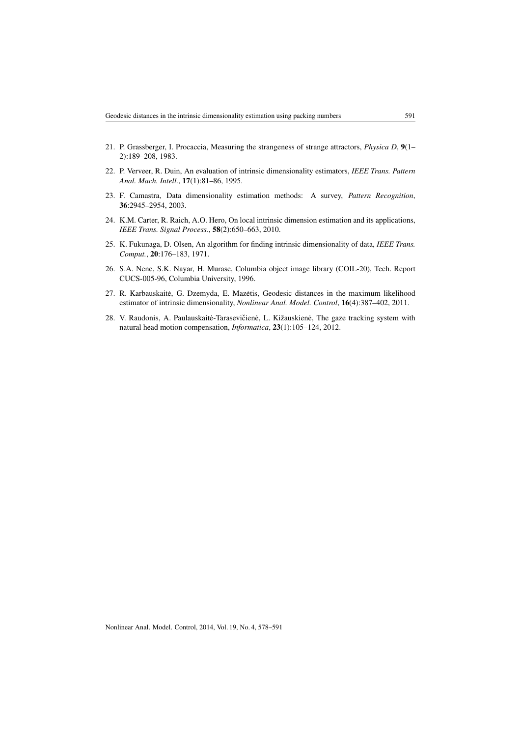21. P. Grassberger, I. Procaccia, Measuring the strangeness of strange attractors, *Physica D*, **9**(1–2):189–208, 1983.

22. P. Verveer, R. Duin, An evaluation of intrinsic dimensionality estimators, *IEEE Trans. Pattern Anal. Mach. Intell.*, **17**(1):81–86, 1995.

23. F. Camastra, Data dimensionality estimation methods: A survey, *Pattern Recognition*, **36**:2945–2954, 2003.

24. K.M. Carter, R. Raich, A.O. Hero, On local intrinsic dimension estimation and its applications, *IEEE Trans. Signal Process.*, **58**(2):650–663, 2010.

25. K. Fukunaga, D. Olsen, An algorithm for finding intrinsic dimensionality of data, *IEEE Trans. Comput.*, **20**:176–183, 1971.

26. S.A. Nene, S.K. Nayar, H. Murase, Columbia object image library (COIL-20), Tech. Report CUCS-005-96, Columbia University, 1996.

27. R. Karbauskaitė, G. Dzemyda, E. Mazėtis, Geodesic distances in the maximum likelihood estimator of intrinsic dimensionality, *Nonlinear Anal. Model. Control*, **16**(4):387–402, 2011.

28. V. Raudonis, A. Paulauskaitė-Tarasevičienė, L. Kižauskienė, The gaze tracking system with natural head motion compensation, *Informatica*, **23**(1):105–124, 2012.